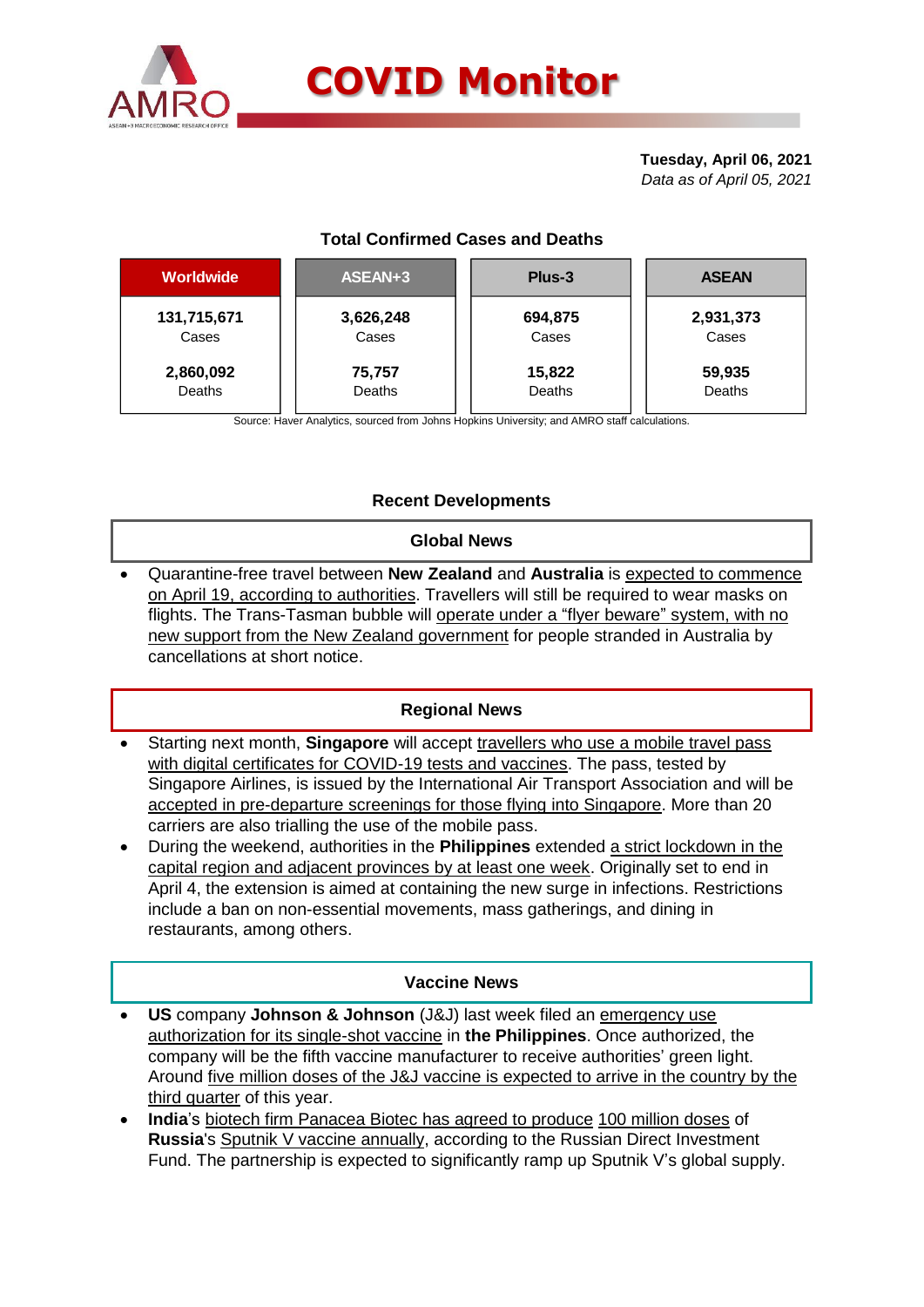# COVID Monitor

**Tuesday, April 06, 2021**
*Data as of April 05, 2021*

### Total Confirmed Cases and Deaths

| Worldwide | ASEAN+3 | Plus-3 | ASEAN |
|---|---|---|---|
| **131,715,671** Cases | **3,626,248** Cases | **694,875** Cases | **2,931,373** Cases |
| **2,860,092** Deaths | **75,757** Deaths | **15,822** Deaths | **59,935** Deaths |

Source: Haver Analytics, sourced from Johns Hopkins University; and AMRO staff calculations.

## Recent Developments

### Global News

- Quarantine-free travel between **New Zealand** and **Australia** is expected to commence on April 19, according to authorities. Travellers will still be required to wear masks on flights. The Trans-Tasman bubble will operate under a "flyer beware" system, with no new support from the New Zealand government for people stranded in Australia by cancellations at short notice.

### Regional News

- Starting next month, **Singapore** will accept travellers who use a mobile travel pass with digital certificates for COVID-19 tests and vaccines. The pass, tested by Singapore Airlines, is issued by the International Air Transport Association and will be accepted in pre-departure screenings for those flying into Singapore. More than 20 carriers are also trialling the use of the mobile pass.
- During the weekend, authorities in the **Philippines** extended a strict lockdown in the capital region and adjacent provinces by at least one week. Originally set to end in April 4, the extension is aimed at containing the new surge in infections. Restrictions include a ban on non-essential movements, mass gatherings, and dining in restaurants, among others.

### Vaccine News

- **US** company **Johnson & Johnson** (J&J) last week filed an emergency use authorization for its single-shot vaccine in **the Philippines**. Once authorized, the company will be the fifth vaccine manufacturer to receive authorities' green light. Around five million doses of the J&J vaccine is expected to arrive in the country by the third quarter of this year.
- **India**'s biotech firm Panacea Biotec has agreed to produce 100 million doses of **Russia**'s Sputnik V vaccine annually, according to the Russian Direct Investment Fund. The partnership is expected to significantly ramp up Sputnik V's global supply.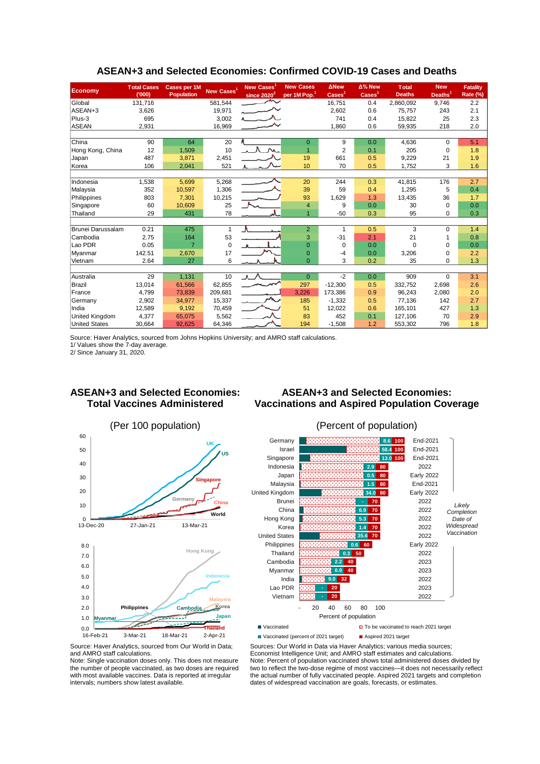# ASEAN+3 and Selected Economies: Confirmed COVID-19 Cases and Deaths

| Economy | Total Cases ('000) | Cases per 1M Population | New Cases[1] | New Cases[1] since 2020[2] | New Cases per 1M Pop.[1] | ΔNew Cases[1] | Δ% New Cases[1] | Total Deaths | New Deaths[1] | Fatality Rate (%) |
|---|---|---|---|---|---|---|---|---|---|---|
| Global | 131,716 | | 581,544 | | | 16,751 | 0.4 | 2,860,092 | 9,746 | 2.2 |
| ASEAN+3 | 3,626 | | 19,971 | | | 2,602 | 0.6 | 75,757 | 243 | 2.1 |
| Plus-3 | 695 | | 3,002 | | | 741 | 0.4 | 15,822 | 25 | 2.3 |
| ASEAN | 2,931 | | 16,969 | | | 1,860 | 0.6 | 59,935 | 218 | 2.0 |
| | | | | | | | | | | |
| China | 90 | 64 | 20 | | 0 | 9 | 0.0 | 4,636 | 0 | 5.1 |
| Hong Kong, China | 12 | 1,509 | 10 | | 1 | 2 | 0.1 | 205 | 0 | 1.8 |
| Japan | 487 | 3,871 | 2,451 | | 19 | 661 | 0.5 | 9,229 | 21 | 1.9 |
| Korea | 106 | 2,041 | 521 | | 10 | 70 | 0.5 | 1,752 | 3 | 1.6 |
| | | | | | | | | | | |
| Indonesia | 1,538 | 5,699 | 5,268 | | 20 | 244 | 0.3 | 41,815 | 176 | 2.7 |
| Malaysia | 352 | 10,597 | 1,306 | | 39 | 59 | 0.4 | 1,295 | 5 | 0.4 |
| Philippines | 803 | 7,301 | 10,215 | | 93 | 1,629 | 1.3 | 13,435 | 36 | 1.7 |
| Singapore | 60 | 10,609 | 25 | | 4 | 9 | 0.0 | 30 | 0 | 0.0 |
| Thailand | 29 | 431 | 78 | | 1 | -50 | 0.3 | 95 | 0 | 0.3 |
| | | | | | | | | | | |
| Brunei Darussalam | 0.21 | 475 | 1 | | 2 | 1 | 0.5 | 3 | 0 | 1.4 |
| Cambodia | 2.75 | 164 | 53 | | 3 | -31 | 2.1 | 21 | 1 | 0.8 |
| Lao PDR | 0.05 | 7 | 0 | | 0 | 0 | 0.0 | 0 | 0 | 0.0 |
| Myanmar | 142.51 | 2,670 | 17 | | 0 | -4 | 0.0 | 3,206 | 0 | 2.2 |
| Vietnam | 2.64 | 27 | 6 | | 0 | 3 | 0.2 | 35 | 0 | 1.3 |
| | | | | | | | | | | |
| Australia | 29 | 1,131 | 10 | | 0 | -2 | 0.0 | 909 | 0 | 3.1 |
| Brazil | 13,014 | 61,566 | 62,855 | | 297 | -12,300 | 0.5 | 332,752 | 2,698 | 2.6 |
| France | 4,799 | 73,839 | 209,681 | | 3,226 | 173,386 | 0.9 | 96,243 | 2,080 | 2.0 |
| Germany | 2,902 | 34,977 | 15,337 | | 185 | -1,332 | 0.5 | 77,136 | 142 | 2.7 |
| India | 12,589 | 9,192 | 70,459 | | 51 | 12,022 | 0.6 | 165,101 | 427 | 1.3 |
| United Kingdom | 4,377 | 65,075 | 452 | | 83 | 452 | 0.1 | 127,106 | 70 | 2.9 |
| United States | 30,664 | 92,625 | 64,346 | | 194 | -1,508 | 1.2 | 553,302 | 796 | 1.8 |

Source: Haver Analytics, sourced from Johns Hopkins University; and AMRO staff calculations.
1/ Values show the 7-day average.
2/ Since January 31, 2020.

## ASEAN+3 and Selected Economies: Total Vaccines Administered

(Per 100 population)

60
50
40
30
20
10
0
13-Dec-20 27-Jan-21 13-Mar-21
UK
US
Singapore
Germany
China
World

8.0
7.0
6.0
5.0
4.0
3.0
2.0
1.0
0.0
16-Feb-21 3-Mar-21 18-Mar-21 2-Apr-21
Hong Kong
Indonesia
Malaysia
Philippines
Cambodia
Korea
Myanmar
Japan
Thailand

Source: Haver Analytics, sourced from Our World in Data; and AMRO staff calculations.
Note: Single vaccination doses only. This does not measure the number of people vaccinated, as two doses are required with most available vaccines. Data is reported at irregular intervals; numbers show latest available.

## ASEAN+3 and Selected Economies: Vaccinations and Aspired Population Coverage

(Percent of population)

Germany 8.6 100 End-2021
Israel 58.4 100 End-2021
Singapore 13.0 100 End-2021
Indonesia 2.9 80 2022
Japan 0.5 80 Early 2022
Malaysia 1.5 80 End-2021
United Kingdom 34.0 80 Early 2022
Brunei - 70 2022
China 6.9 70 2022
Hong Kong 5.3 70 2022
Korea 1.4 70 2022
United States 35.6 70 2022
Philippines 0.6 60 Early 2022
Thailand 0.3 50 2022
Cambodia 2.2 40 2023
Myanmar 0.9 40 2023
India 9.0 32 2022
Lao PDR - 20 2023
Vietnam - 20 2022

Likely Completion Date of Widespread Vaccination

- 20 40 60 80 100
Percent of population

Vaccinated
To be vaccinated to reach 2021 target
Vaccinated (percent of 2021 target)
Aspired 2021 target

Sources: Our World in Data via Haver Analytics; various media sources; Economist Intelligence Unit; and AMRO staff estimates and calculations.
Note: Percent of population vaccinated shows total administered doses divided by two to reflect the two-dose regime of most vaccines—it does not necessarily reflect the actual number of fully vaccinated people. Aspired 2021 targets and completion dates of widespread vaccination are goals, forecasts, or estimates.